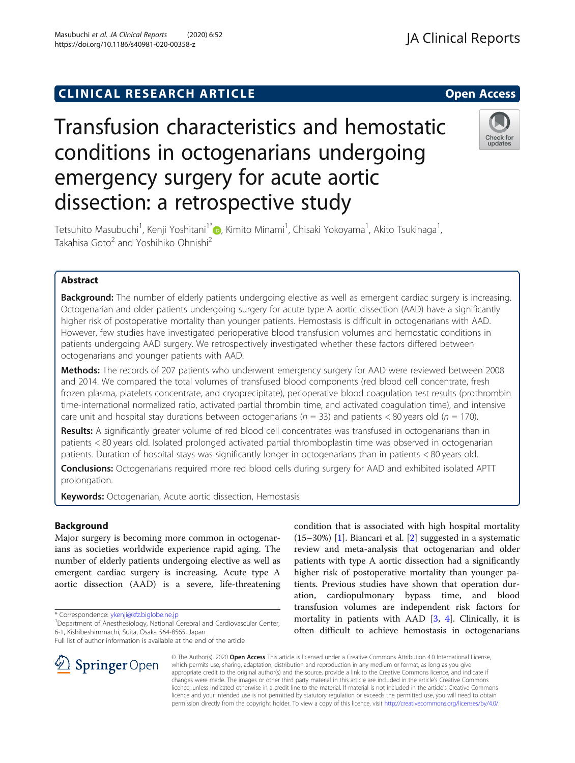CLINICAL RESEARCH ARTICLE

Open Access

# Transfusion characteristics and hemostatic conditions in octogenarians undergoing emergency surgery for acute aortic dissection: a retrospective study

Tetsuhito Masubuchi[1], Kenji Yoshitani[1*], Kimito Minami[1], Chisaki Yokoyama[1], Akito Tsukinaga[1], Takahisa Goto[2] and Yoshihiko Ohnishi[2]

## Abstract

**Background:** The number of elderly patients undergoing elective as well as emergent cardiac surgery is increasing. Octogenarian and older patients undergoing surgery for acute type A aortic dissection (AAD) have a significantly higher risk of postoperative mortality than younger patients. Hemostasis is difficult in octogenarians with AAD. However, few studies have investigated perioperative blood transfusion volumes and hemostatic conditions in patients undergoing AAD surgery. We retrospectively investigated whether these factors differed between octogenarians and younger patients with AAD.

**Methods:** The records of 207 patients who underwent emergency surgery for AAD were reviewed between 2008 and 2014. We compared the total volumes of transfused blood components (red blood cell concentrate, fresh frozen plasma, platelets concentrate, and cryoprecipitate), perioperative blood coagulation test results (prothrombin time-international normalized ratio, activated partial thrombin time, and activated coagulation time), and intensive care unit and hospital stay durations between octogenarians ($n = 33$) and patients < 80 years old ($n = 170$).

**Results:** A significantly greater volume of red blood cell concentrates was transfused in octogenarians than in patients < 80 years old. Isolated prolonged activated partial thromboplastin time was observed in octogenarian patients. Duration of hospital stays was significantly longer in octogenarians than in patients < 80 years old.

**Conclusions:** Octogenarians required more red blood cells during surgery for AAD and exhibited isolated APTT prolongation.

**Keywords:** Octogenarian, Acute aortic dissection, Hemostasis

## Background

Major surgery is becoming more common in octogenarians as societies worldwide experience rapid aging. The number of elderly patients undergoing elective as well as emergent cardiac surgery is increasing. Acute type A aortic dissection (AAD) is a severe, life-threatening condition that is associated with high hospital mortality (15–30%) [1]. Biancari et al. [2] suggested in a systematic review and meta-analysis that octogenarian and older patients with type A aortic dissection had a significantly higher risk of postoperative mortality than younger patients. Previous studies have shown that operation duration, cardiopulmonary bypass time, and blood transfusion volumes are independent risk factors for mortality in patients with AAD [3, 4]. Clinically, it is often difficult to achieve hemostasis in octogenarians

\* Correspondence: ykenji@kfz.biglobe.ne.jp
[1]Department of Anesthesiology, National Cerebral and Cardiovascular Center, 6-1, Kishibeshimmachi, Suita, Osaka 564-8565, Japan
Full list of author information is available at the end of the article

© The Author(s). 2020 **Open Access** This article is licensed under a Creative Commons Attribution 4.0 International License, which permits use, sharing, adaptation, distribution and reproduction in any medium or format, as long as you give appropriate credit to the original author(s) and the source, provide a link to the Creative Commons licence, and indicate if changes were made. The images or other third party material in this article are included in the article's Creative Commons licence, unless indicated otherwise in a credit line to the material. If material is not included in the article's Creative Commons licence and your intended use is not permitted by statutory regulation or exceeds the permitted use, you will need to obtain permission directly from the copyright holder. To view a copy of this licence, visit http://creativecommons.org/licenses/by/4.0/.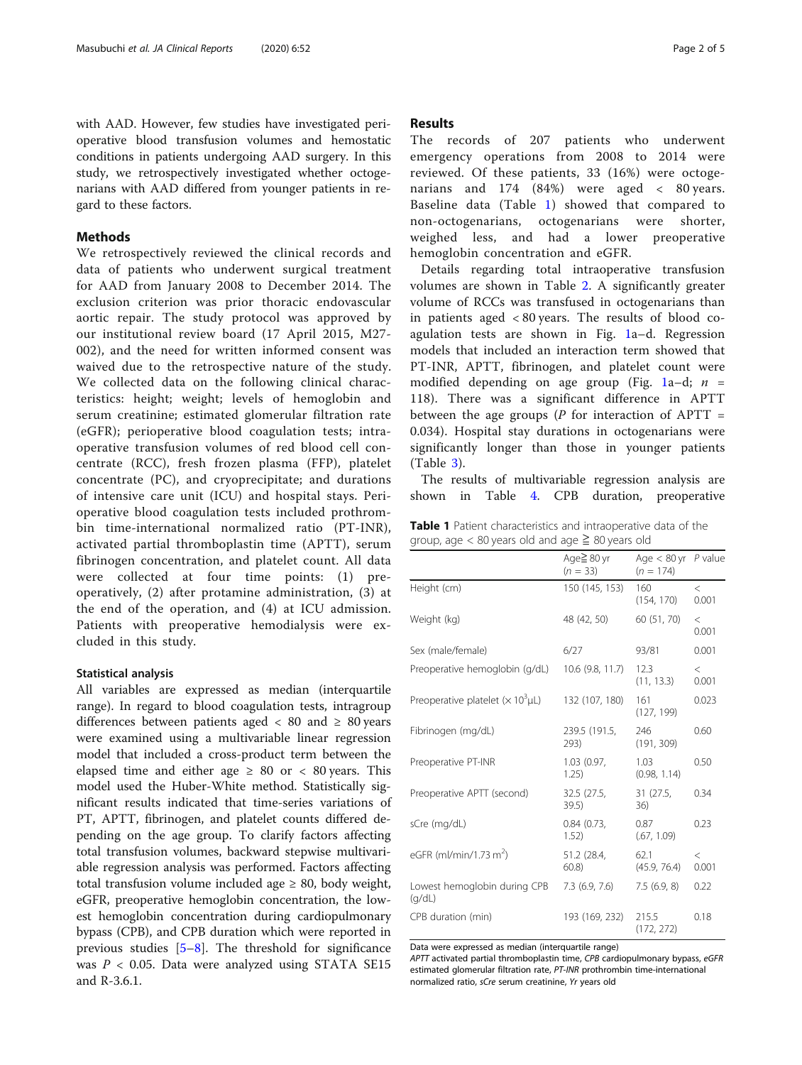with AAD. However, few studies have investigated perioperative blood transfusion volumes and hemostatic conditions in patients undergoing AAD surgery. In this study, we retrospectively investigated whether octogenarians with AAD differed from younger patients in regard to these factors.

## Methods

We retrospectively reviewed the clinical records and data of patients who underwent surgical treatment for AAD from January 2008 to December 2014. The exclusion criterion was prior thoracic endovascular aortic repair. The study protocol was approved by our institutional review board (17 April 2015, M27-002), and the need for written informed consent was waived due to the retrospective nature of the study. We collected data on the following clinical characteristics: height; weight; levels of hemoglobin and serum creatinine; estimated glomerular filtration rate (eGFR); perioperative blood coagulation tests; intraoperative transfusion volumes of red blood cell concentrate (RCC), fresh frozen plasma (FFP), platelet concentrate (PC), and cryoprecipitate; and durations of intensive care unit (ICU) and hospital stays. Perioperative blood coagulation tests included prothrombin time-international normalized ratio (PT-INR), activated partial thromboplastin time (APTT), serum fibrinogen concentration, and platelet count. All data were collected at four time points: (1) preoperatively, (2) after protamine administration, (3) at the end of the operation, and (4) at ICU admission. Patients with preoperative hemodialysis were excluded in this study.

### Statistical analysis

All variables are expressed as median (interquartile range). In regard to blood coagulation tests, intragroup differences between patients aged < 80 and ≥ 80 years were examined using a multivariable linear regression model that included a cross-product term between the elapsed time and either age ≥ 80 or < 80 years. This model used the Huber-White method. Statistically significant results indicated that time-series variations of PT, APTT, fibrinogen, and platelet counts differed depending on the age group. To clarify factors affecting total transfusion volumes, backward stepwise multivariable regression analysis was performed. Factors affecting total transfusion volume included age ≥ 80, body weight, eGFR, preoperative hemoglobin concentration, the lowest hemoglobin concentration during cardiopulmonary bypass (CPB), and CPB duration which were reported in previous studies [5–8]. The threshold for significance was $P < 0.05$. Data were analyzed using STATA SE15 and R-3.6.1.

## Results

The records of 207 patients who underwent emergency operations from 2008 to 2014 were reviewed. Of these patients, 33 (16%) were octogenarians and 174 (84%) were aged < 80 years. Baseline data (Table 1) showed that compared to non-octogenarians, octogenarians were shorter, weighed less, and had a lower preoperative hemoglobin concentration and eGFR.

Details regarding total intraoperative transfusion volumes are shown in Table 2. A significantly greater volume of RCCs was transfused in octogenarians than in patients aged < 80 years. The results of blood coagulation tests are shown in Fig. 1a–d. Regression models that included an interaction term showed that PT-INR, APTT, fibrinogen, and platelet count were modified depending on age group (Fig. 1a–d; $n$ = 118). There was a significant difference in APTT between the age groups ($P$ for interaction of APTT = 0.034). Hospital stay durations in octogenarians were significantly longer than those in younger patients (Table 3).

The results of multivariable regression analysis are shown in Table 4. CPB duration, preoperative

**Table 1** Patient characteristics and intraoperative data of the group, age < 80 years old and age ≧ 80 years old

| | Age≧ 80 yr ($n$ = 33) | Age < 80 yr ($n$ = 174) | $P$ value |
|---|---|---|---|
| Height (cm) | 150 (145, 153) | 160 (154, 170) | < 0.001 |
| Weight (kg) | 48 (42, 50) | 60 (51, 70) | < 0.001 |
| Sex (male/female) | 6/27 | 93/81 | 0.001 |
| Preoperative hemoglobin (g/dL) | 10.6 (9.8, 11.7) | 12.3 (11, 13.3) | < 0.001 |
| Preoperative platelet (× $10^3$μL) | 132 (107, 180) | 161 (127, 199) | 0.023 |
| Fibrinogen (mg/dL) | 239.5 (191.5, 293) | 246 (191, 309) | 0.60 |
| Preoperative PT-INR | 1.03 (0.97, 1.25) | 1.03 (0.98, 1.14) | 0.50 |
| Preoperative APTT (second) | 32.5 (27.5, 39.5) | 31 (27.5, 36) | 0.34 |
| sCre (mg/dL) | 0.84 (0.73, 1.52) | 0.87 (.67, 1.09) | 0.23 |
| eGFR (ml/min/1.73 $m^2$) | 51.2 (28.4, 60.8) | 62.1 (45.9, 76.4) | < 0.001 |
| Lowest hemoglobin during CPB (g/dL) | 7.3 (6.9, 7.6) | 7.5 (6.9, 8) | 0.22 |
| CPB duration (min) | 193 (169, 232) | 215.5 (172, 272) | 0.18 |

Data were expressed as median (interquartile range)

*APTT* activated partial thromboplastin time, *CPB* cardiopulmonary bypass, *eGFR* estimated glomerular filtration rate, *PT-INR* prothrombin time-international normalized ratio, *sCre* serum creatinine, *Yr* years old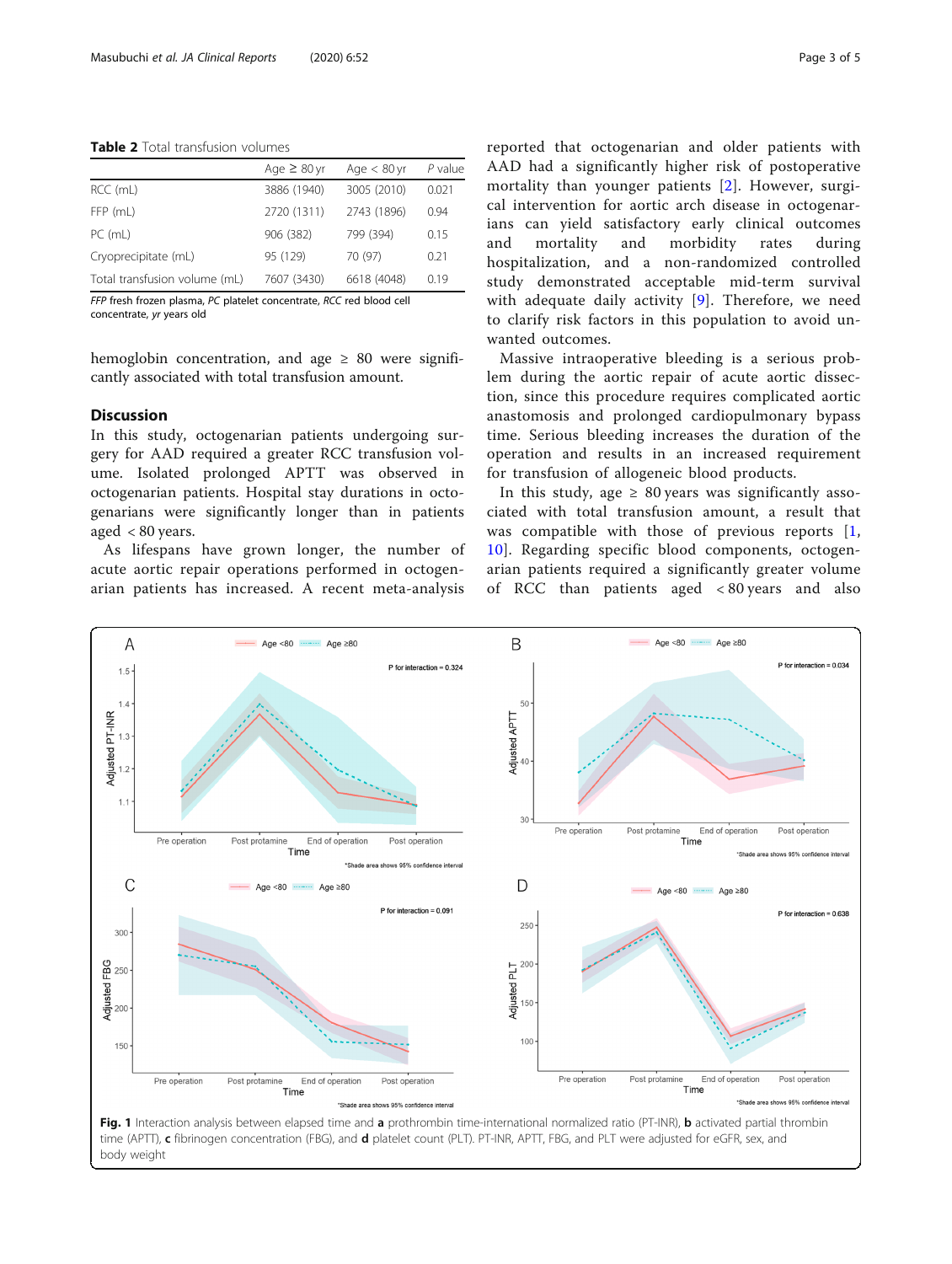**Table 2** Total transfusion volumes

| | Age ≥ 80 yr | Age < 80 yr | *P* value |
|---|---|---|---|
| RCC (mL) | 3886 (1940) | 3005 (2010) | 0.021 |
| FFP (mL) | 2720 (1311) | 2743 (1896) | 0.94 |
| PC (mL) | 906 (382) | 799 (394) | 0.15 |
| Cryoprecipitate (mL) | 95 (129) | 70 (97) | 0.21 |
| Total transfusion volume (mL) | 7607 (3430) | 6618 (4048) | 0.19 |

*FFP* fresh frozen plasma, *PC* platelet concentrate, *RCC* red blood cell concentrate, *yr* years old

hemoglobin concentration, and age ≥ 80 were significantly associated with total transfusion amount.

## Discussion

In this study, octogenarian patients undergoing surgery for AAD required a greater RCC transfusion volume. Isolated prolonged APTT was observed in octogenarian patients. Hospital stay durations in octogenarians were significantly longer than in patients aged < 80 years.

As lifespans have grown longer, the number of acute aortic repair operations performed in octogenarian patients has increased. A recent meta-analysis reported that octogenarian and older patients with AAD had a significantly higher risk of postoperative mortality than younger patients [2]. However, surgical intervention for aortic arch disease in octogenarians can yield satisfactory early clinical outcomes and mortality and morbidity rates during hospitalization, and a non-randomized controlled study demonstrated acceptable mid-term survival with adequate daily activity [9]. Therefore, we need to clarify risk factors in this population to avoid unwanted outcomes.

Massive intraoperative bleeding is a serious problem during the aortic repair of acute aortic dissection, since this procedure requires complicated aortic anastomosis and prolonged cardiopulmonary bypass time. Serious bleeding increases the duration of the operation and results in an increased requirement for transfusion of allogeneic blood products.

In this study, age ≥ 80 years was significantly associated with total transfusion amount, a result that was compatible with those of previous reports [1, 10]. Regarding specific blood components, octogenarian patients required a significantly greater volume of RCC than patients aged < 80 years and also

**Fig. 1** Interaction analysis between elapsed time and **a** prothrombin time-international normalized ratio (PT-INR), **b** activated partial thrombin time (APTT), **c** fibrinogen concentration (FBG), and **d** platelet count (PLT). PT-INR, APTT, FBG, and PLT were adjusted for eGFR, sex, and body weight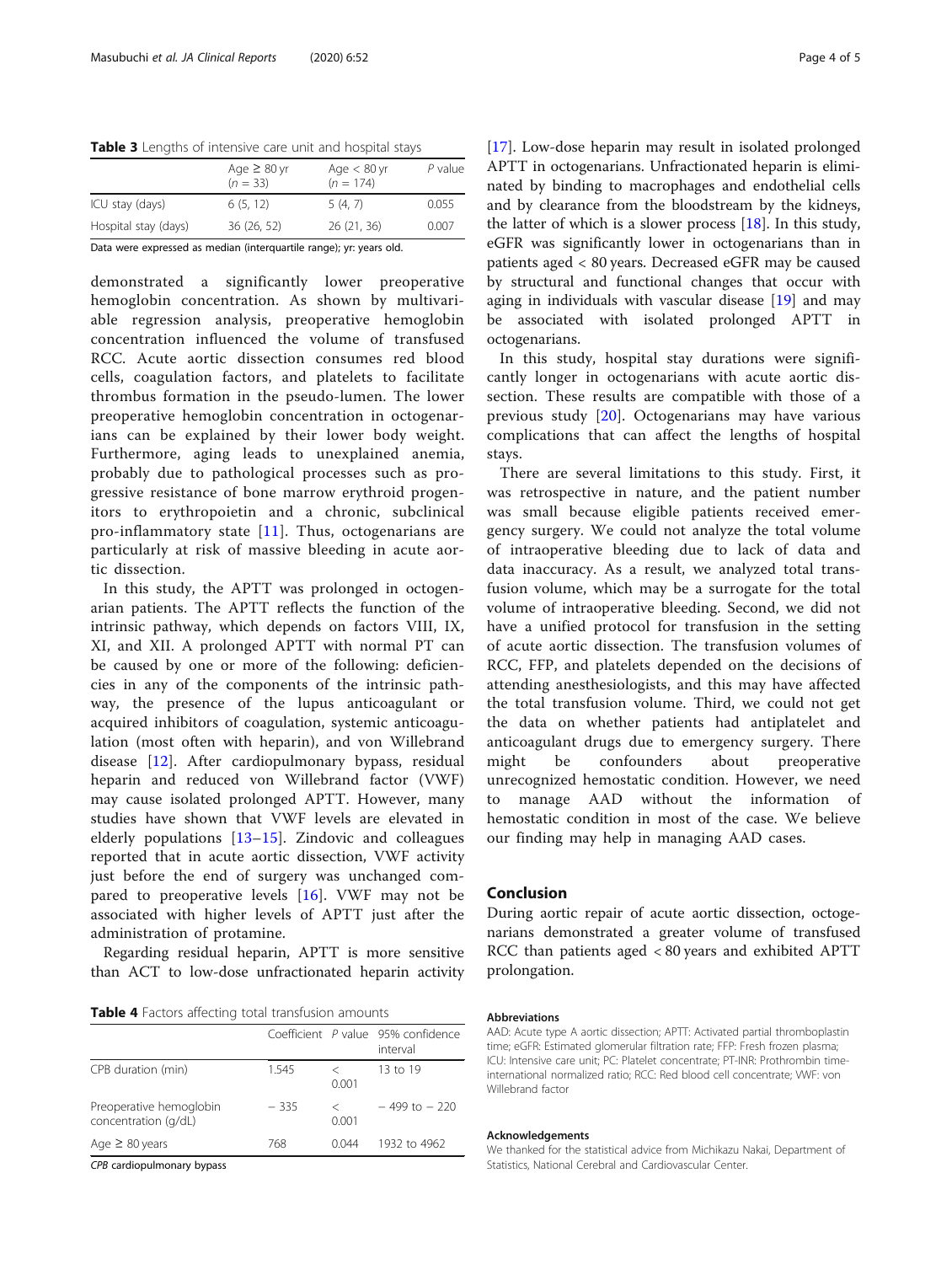**Table 3** Lengths of intensive care unit and hospital stays

| | Age ≥ 80 yr (*n* = 33) | Age < 80 yr (*n* = 174) | *P* value |
|---|---|---|---|
| ICU stay (days) | 6 (5, 12) | 5 (4, 7) | 0.055 |
| Hospital stay (days) | 36 (26, 52) | 26 (21, 36) | 0.007 |

Data were expressed as median (interquartile range); yr: years old.

demonstrated a significantly lower preoperative hemoglobin concentration. As shown by multivariable regression analysis, preoperative hemoglobin concentration influenced the volume of transfused RCC. Acute aortic dissection consumes red blood cells, coagulation factors, and platelets to facilitate thrombus formation in the pseudo-lumen. The lower preoperative hemoglobin concentration in octogenarians can be explained by their lower body weight. Furthermore, aging leads to unexplained anemia, probably due to pathological processes such as progressive resistance of bone marrow erythroid progenitors to erythropoietin and a chronic, subclinical pro-inflammatory state [11]. Thus, octogenarians are particularly at risk of massive bleeding in acute aortic dissection.

In this study, the APTT was prolonged in octogenarian patients. The APTT reflects the function of the intrinsic pathway, which depends on factors VIII, IX, XI, and XII. A prolonged APTT with normal PT can be caused by one or more of the following: deficiencies in any of the components of the intrinsic pathway, the presence of the lupus anticoagulant or acquired inhibitors of coagulation, systemic anticoagulation (most often with heparin), and von Willebrand disease [12]. After cardiopulmonary bypass, residual heparin and reduced von Willebrand factor (VWF) may cause isolated prolonged APTT. However, many studies have shown that VWF levels are elevated in elderly populations [13–15]. Zindovic and colleagues reported that in acute aortic dissection, VWF activity just before the end of surgery was unchanged compared to preoperative levels [16]. VWF may not be associated with higher levels of APTT just after the administration of protamine.

Regarding residual heparin, APTT is more sensitive than ACT to low-dose unfractionated heparin activity [17]. Low-dose heparin may result in isolated prolonged APTT in octogenarians. Unfractionated heparin is eliminated by binding to macrophages and endothelial cells and by clearance from the bloodstream by the kidneys, the latter of which is a slower process [18]. In this study, eGFR was significantly lower in octogenarians than in patients aged < 80 years. Decreased eGFR may be caused by structural and functional changes that occur with aging in individuals with vascular disease [19] and may be associated with isolated prolonged APTT in octogenarians.

In this study, hospital stay durations were significantly longer in octogenarians with acute aortic dissection. These results are compatible with those of a previous study [20]. Octogenarians may have various complications that can affect the lengths of hospital stays.

There are several limitations to this study. First, it was retrospective in nature, and the patient number was small because eligible patients received emergency surgery. We could not analyze the total volume of intraoperative bleeding due to lack of data and data inaccuracy. As a result, we analyzed total transfusion volume, which may be a surrogate for the total volume of intraoperative bleeding. Second, we did not have a unified protocol for transfusion in the setting of acute aortic dissection. The transfusion volumes of RCC, FFP, and platelets depended on the decisions of attending anesthesiologists, and this may have affected the total transfusion volume. Third, we could not get the data on whether patients had antiplatelet and anticoagulant drugs due to emergency surgery. There might be confounders about preoperative unrecognized hemostatic condition. However, we need to manage AAD without the information of hemostatic condition in most of the case. We believe our finding may help in managing AAD cases.

**Table 4** Factors affecting total transfusion amounts

| | Coefficient | *P* value | 95% confidence interval |
|---|---|---|---|
| CPB duration (min) | 1.545 | < 0.001 | 13 to 19 |
| Preoperative hemoglobin concentration (g/dL) | − 335 | < 0.001 | − 499 to − 220 |
| Age ≥ 80 years | 768 | 0.044 | 1932 to 4962 |

*CPB* cardiopulmonary bypass

## Conclusion

During aortic repair of acute aortic dissection, octogenarians demonstrated a greater volume of transfused RCC than patients aged < 80 years and exhibited APTT prolongation.

### Abbreviations

AAD: Acute type A aortic dissection; APTT: Activated partial thromboplastin time; eGFR: Estimated glomerular filtration rate; FFP: Fresh frozen plasma; ICU: Intensive care unit; PC: Platelet concentrate; PT-INR: Prothrombin time-international normalized ratio; RCC: Red blood cell concentrate; VWF: von Willebrand factor

### Acknowledgements

We thanked for the statistical advice from Michikazu Nakai, Department of Statistics, National Cerebral and Cardiovascular Center.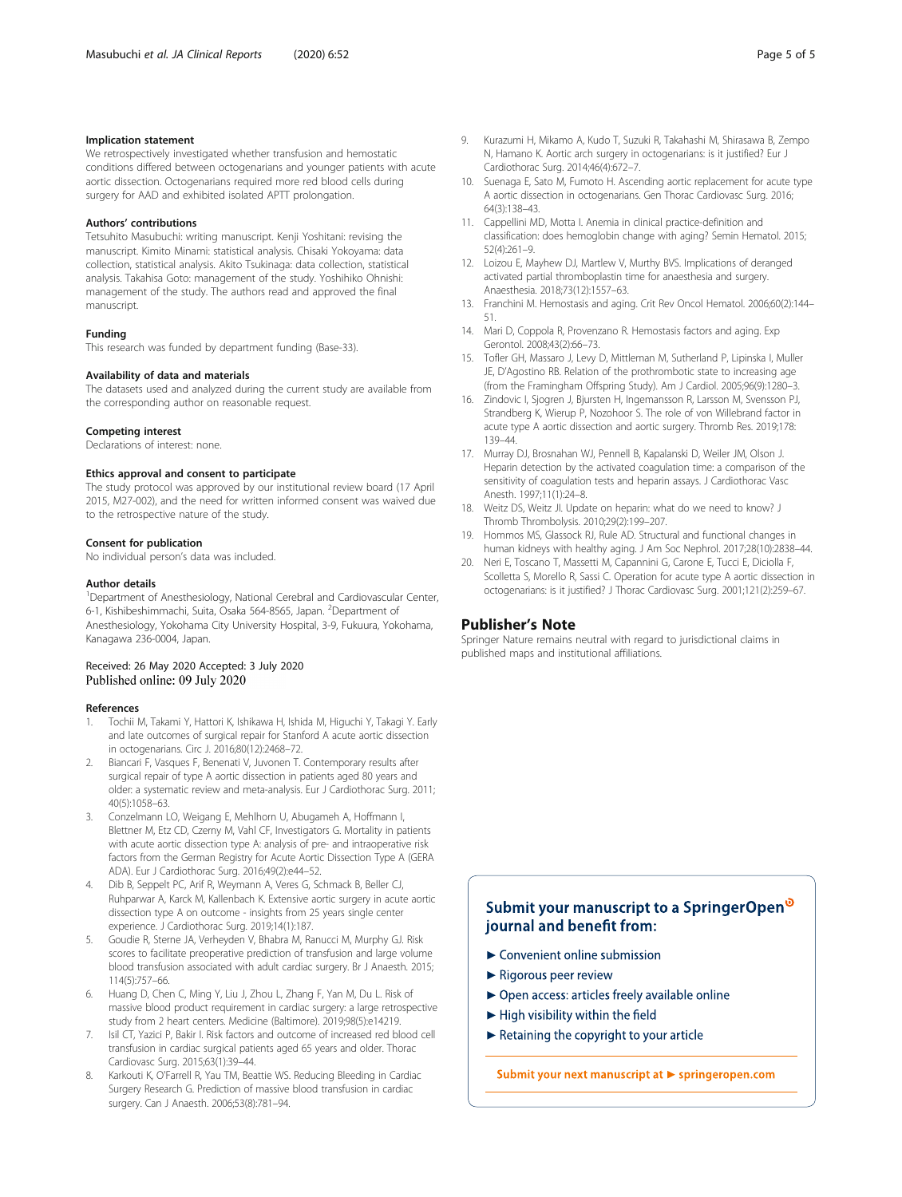### Implication statement

We retrospectively investigated whether transfusion and hemostatic conditions differed between octogenarians and younger patients with acute aortic dissection. Octogenarians required more red blood cells during surgery for AAD and exhibited isolated APTT prolongation.

### Authors' contributions

Tetsuhito Masubuchi: writing manuscript. Kenji Yoshitani: revising the manuscript. Kimito Minami: statistical analysis. Chisaki Yokoyama: data collection, statistical analysis. Akito Tsukinaga: data collection, statistical analysis. Takahisa Goto: management of the study. Yoshihiko Ohnishi: management of the study. The authors read and approved the final manuscript.

### Funding

This research was funded by department funding (Base-33).

### Availability of data and materials

The datasets used and analyzed during the current study are available from the corresponding author on reasonable request.

### Competing interest

Declarations of interest: none.

### Ethics approval and consent to participate

The study protocol was approved by our institutional review board (17 April 2015, M27-002), and the need for written informed consent was waived due to the retrospective nature of the study.

### Consent for publication

No individual person's data was included.

### Author details

[1]Department of Anesthesiology, National Cerebral and Cardiovascular Center, 6-1, Kishibeshimmachi, Suita, Osaka 564-8565, Japan. [2]Department of Anesthesiology, Yokohama City University Hospital, 3-9, Fukuura, Yokohama, Kanagawa 236-0004, Japan.

Received: 26 May 2020 Accepted: 3 July 2020
Published online: 09 July 2020

### References

1. Tochii M, Takami Y, Hattori K, Ishikawa H, Ishida M, Higuchi Y, Takagi Y. Early and late outcomes of surgical repair for Stanford A acute aortic dissection in octogenarians. Circ J. 2016;80(12):2468–72.
2. Biancari F, Vasques F, Benenati V, Juvonen T. Contemporary results after surgical repair of type A aortic dissection in patients aged 80 years and older: a systematic review and meta-analysis. Eur J Cardiothorac Surg. 2011; 40(5):1058–63.
3. Conzelmann LO, Weigang E, Mehlhorn U, Abugameh A, Hoffmann I, Blettner M, Etz CD, Czerny M, Vahl CF, Investigators G. Mortality in patients with acute aortic dissection type A: analysis of pre- and intraoperative risk factors from the German Registry for Acute Aortic Dissection Type A (GERA ADA). Eur J Cardiothorac Surg. 2016;49(2):e44–52.
4. Dib B, Seppelt PC, Arif R, Weymann A, Veres G, Schmack B, Beller CJ, Ruhparwar A, Karck M, Kallenbach K. Extensive aortic surgery in acute aortic dissection type A on outcome - insights from 25 years single center experience. J Cardiothorac Surg. 2019;14(1):187.
5. Goudie R, Sterne JA, Verheyden V, Bhabra M, Ranucci M, Murphy GJ. Risk scores to facilitate preoperative prediction of transfusion and large volume blood transfusion associated with adult cardiac surgery. Br J Anaesth. 2015; 114(5):757–66.
6. Huang D, Chen C, Ming Y, Liu J, Zhou L, Zhang F, Yan M, Du L. Risk of massive blood product requirement in cardiac surgery: a large retrospective study from 2 heart centers. Medicine (Baltimore). 2019;98(5):e14219.
7. Isil CT, Yazici P, Bakir I. Risk factors and outcome of increased red blood cell transfusion in cardiac surgical patients aged 65 years and older. Thorac Cardiovasc Surg. 2015;63(1):39–44.
8. Karkouti K, O'Farrell R, Yau TM, Beattie WS. Reducing Bleeding in Cardiac Surgery Research G. Prediction of massive blood transfusion in cardiac surgery. Can J Anaesth. 2006;53(8):781–94.
9. Kurazumi H, Mikamo A, Kudo T, Suzuki R, Takahashi M, Shirasawa B, Zempo N, Hamano K. Aortic arch surgery in octogenarians: is it justified? Eur J Cardiothorac Surg. 2014;46(4):672–7.
10. Suenaga E, Sato M, Fumoto H. Ascending aortic replacement for acute type A aortic dissection in octogenarians. Gen Thorac Cardiovasc Surg. 2016; 64(3):138–43.
11. Cappellini MD, Motta I. Anemia in clinical practice-definition and classification: does hemoglobin change with aging? Semin Hematol. 2015; 52(4):261–9.
12. Loizou E, Mayhew DJ, Martlew V, Murthy BVS. Implications of deranged activated partial thromboplastin time for anaesthesia and surgery. Anaesthesia. 2018;73(12):1557–63.
13. Franchini M. Hemostasis and aging. Crit Rev Oncol Hematol. 2006;60(2):144–51.
14. Mari D, Coppola R, Provenzano R. Hemostasis factors and aging. Exp Gerontol. 2008;43(2):66–73.
15. Tofler GH, Massaro J, Levy D, Mittleman M, Sutherland P, Lipinska I, Muller JE, D'Agostino RB. Relation of the prothrombotic state to increasing age (from the Framingham Offspring Study). Am J Cardiol. 2005;96(9):1280–3.
16. Zindovic I, Sjogren J, Bjursten H, Ingemansson R, Larsson M, Svensson PJ, Strandberg K, Wierup P, Nozohoor S. The role of von Willebrand factor in acute type A aortic dissection and aortic surgery. Thromb Res. 2019;178: 139–44.
17. Murray DJ, Brosnahan WJ, Pennell B, Kapalanski D, Weiler JM, Olson J. Heparin detection by the activated coagulation time: a comparison of the sensitivity of coagulation tests and heparin assays. J Cardiothorac Vasc Anesth. 1997;11(1):24–8.
18. Weitz DS, Weitz JI. Update on heparin: what do we need to know? J Thromb Thrombolysis. 2010;29(2):199–207.
19. Hommos MS, Glassock RJ, Rule AD. Structural and functional changes in human kidneys with healthy aging. J Am Soc Nephrol. 2017;28(10):2838–44.
20. Neri E, Toscano T, Massetti M, Capannini G, Carone E, Tucci E, Diciolla F, Scolletta S, Morello R, Sassi C. Operation for acute type A aortic dissection in octogenarians: is it justified? J Thorac Cardiovasc Surg. 2001;121(2):259–67.

## Publisher's Note

Springer Nature remains neutral with regard to jurisdictional claims in published maps and institutional affiliations.

**Submit your manuscript to a SpringerOpen journal and benefit from:**

- Convenient online submission
- Rigorous peer review
- Open access: articles freely available online
- High visibility within the field
- Retaining the copyright to your article

Submit your next manuscript at ► springeropen.com